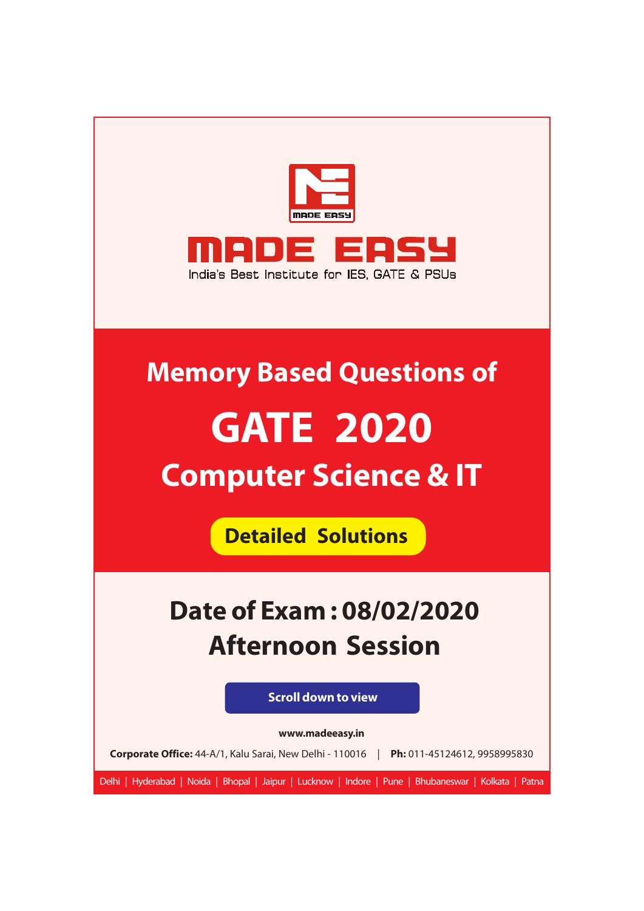MADE EASY

India's Best Institute for IES, GATE & PSUs

# Memory Based Questions of

# GATE 2020

## Computer Science & IT

**Detailed Solutions**

## Date of Exam : 08/02/2020

## Afternoon Session

Scroll down to view

**www.madeeasy.in**

**Corporate Office:** 44-A/1, Kalu Sarai, New Delhi - 110016 | **Ph:** 011-45124612, 9958995830

Delhi | Hyderabad | Noida | Bhopal | Jaipur | Lucknow | Indore | Pune | Bhubaneswar | Kolkata | Patna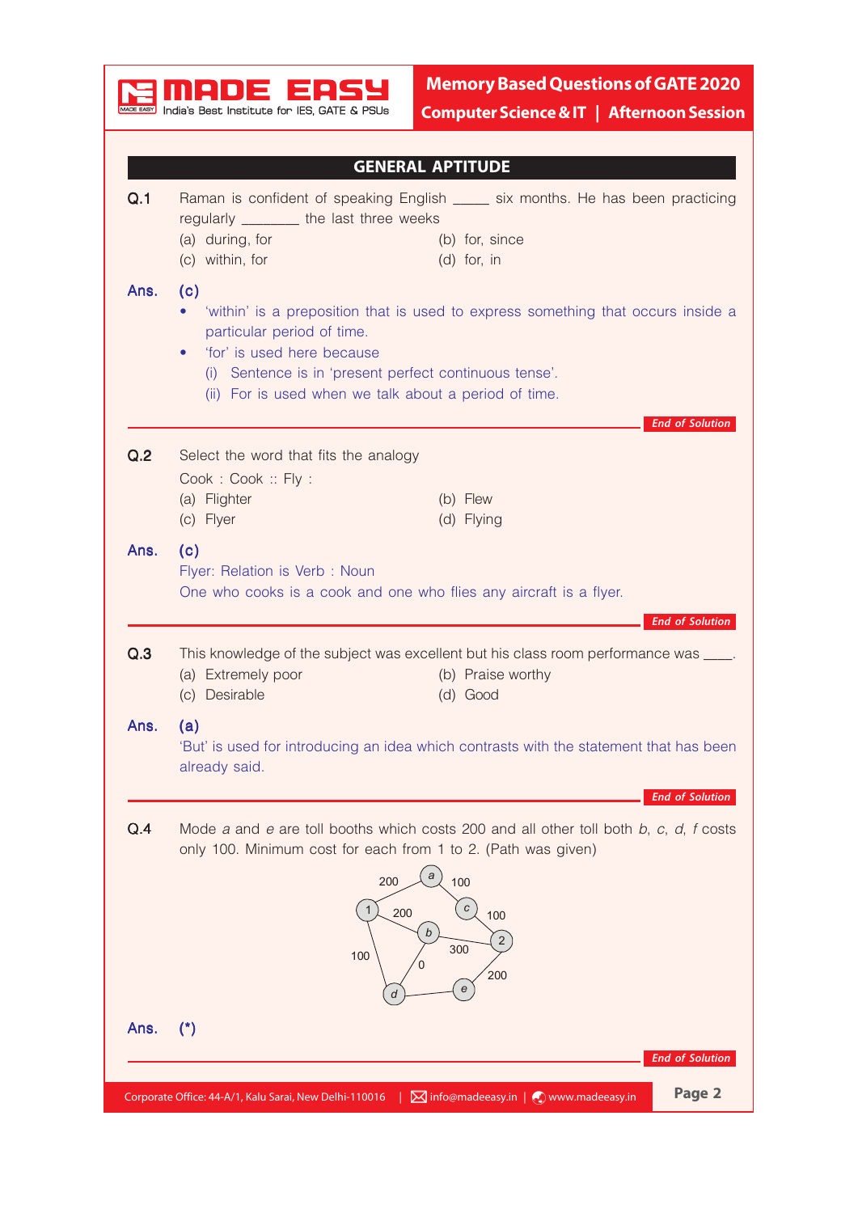## GENERAL APTITUDE

**Q.1** Raman is confident of speaking English _____ six months. He has been practicing regularly ________ the last three weeks

(a) during, for
(b) for, since
(c) within, for
(d) for, in

**Ans. (c)**

- 'within' is a preposition that is used to express something that occurs inside a particular period of time.
- 'for' is used here because
  - (i) Sentence is in 'present perfect continuous tense'.
  - (ii) For is used when we talk about a period of time.

*End of Solution*

**Q.2** Select the word that fits the analogy

Cook : Cook :: Fly :

(a) Flighter
(b) Flew
(c) Flyer
(d) Flying

**Ans. (c)**

Flyer: Relation is Verb : Noun

One who cooks is a cook and one who flies any aircraft is a flyer.

*End of Solution*

**Q.3** This knowledge of the subject was excellent but his class room performance was ____.

(a) Extremely poor
(b) Praise worthy
(c) Desirable
(d) Good

**Ans. (a)**

'But' is used for introducing an idea which contrasts with the statement that has been already said.

*End of Solution*

**Q.4** Mode *a* and *e* are toll booths which costs 200 and all other toll both *b*, *c*, *d*, *f* costs only 100. Minimum cost for each from 1 to 2. (Path was given)

(Graph: nodes 1, a, b, c, d, e, 2 with edges 1–a: 200, a–c: 100, c–2: 100, 1–b: 200, b–2: 300, 1–d: 100, d–b: 0, d–e, e–2: 200)

**Ans. (*)**

*End of Solution*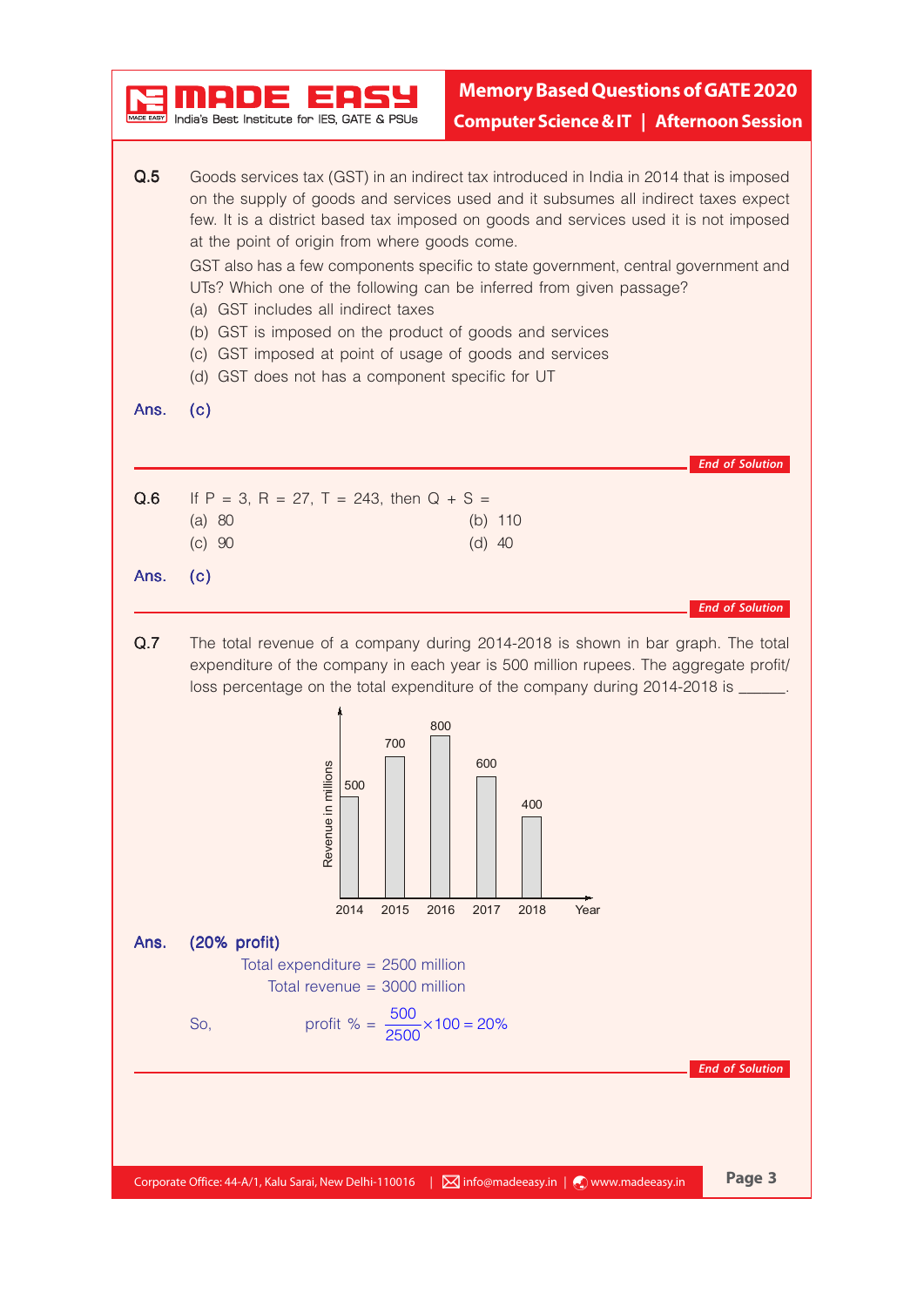**Q.5** Goods services tax (GST) in an indirect tax introduced in India in 2014 that is imposed on the supply of goods and services used and it subsumes all indirect taxes expect few. It is a district based tax imposed on goods and services used it is not imposed at the point of origin from where goods come.

GST also has a few components specific to state government, central government and UTs? Which one of the following can be inferred from given passage?

(a) GST includes all indirect taxes
(b) GST is imposed on the product of goods and services
(c) GST imposed at point of usage of goods and services
(d) GST does not has a component specific for UT

**Ans.** (c)

*End of Solution*

---

**Q.6** If P = 3, R = 27, T = 243, then Q + S =

(a) 80
(b) 110
(c) 90
(d) 40

**Ans.** (c)

*End of Solution*

---

**Q.7** The total revenue of a company during 2014-2018 is shown in bar graph. The total expenditure of the company in each year is 500 million rupees. The aggregate profit/loss percentage on the total expenditure of the company during 2014-2018 is ______.

| Year | Revenue in millions |
|---|---|
| 2014 | 500 |
| 2015 | 700 |
| 2016 | 800 |
| 2017 | 600 |
| 2018 | 400 |

**Ans.** (20% profit)

Total expenditure = 2500 million

Total revenue = 3000 million

So, $$\text{profit \%} = \frac{500}{2500} \times 100 = 20\%$$

*End of Solution*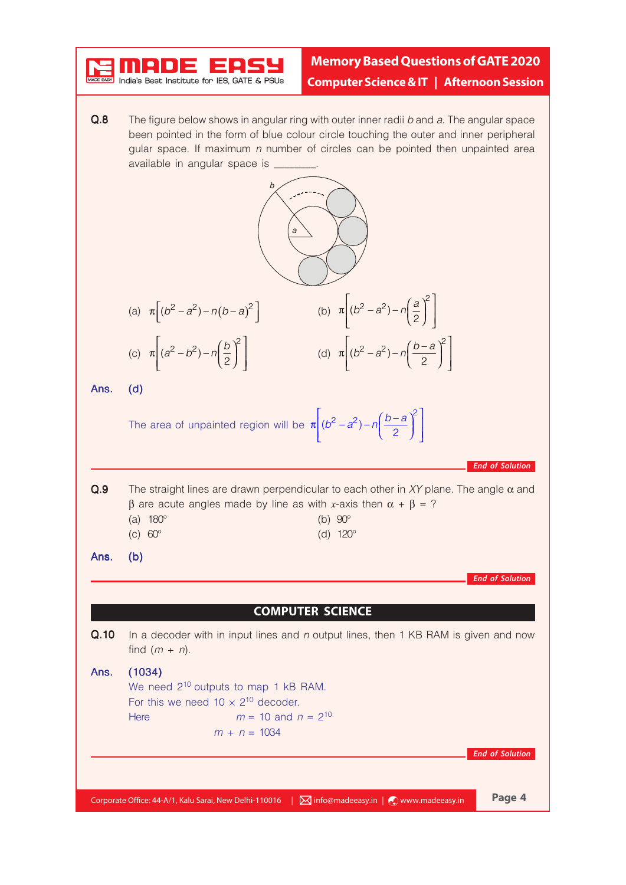**Q.8** The figure below shows in angular ring with outer inner radii $b$ and $a$. The angular space been pointed in the form of blue colour circle touching the outer and inner peripheral gular space. If maximum $n$ number of circles can be pointed then unpainted area available in angular space is _______.

(a) $\pi\left[(b^2 - a^2) - n(b-a)^2\right]$

(b) $\pi\left[(b^2 - a^2) - n\left(\frac{a}{2}\right)^2\right]$

(c) $\pi\left[(a^2 - b^2) - n\left(\frac{b}{2}\right)^2\right]$

(d) $\pi\left[(b^2 - a^2) - n\left(\frac{b-a}{2}\right)^2\right]$

**Ans.** **(d)**

The area of unpainted region will be $\pi\left[(b^2 - a^2) - n\left(\frac{b-a}{2}\right)^2\right]$

*End of Solution*

**Q.9** The straight lines are drawn perpendicular to each other in $XY$ plane. The angle $\alpha$ and $\beta$ are acute angles made by line as with $x$-axis then $\alpha + \beta$ = ?

(a) 180°

(b) 90°

(c) 60°

(d) 120°

**Ans.** **(b)**

*End of Solution*

## COMPUTER SCIENCE

**Q.10** In a decoder with in input lines and $n$ output lines, then 1 KB RAM is given and now find $(m + n)$.

**Ans.** **(1034)**

We need $2^{10}$ outputs to map 1 kB RAM.

For this we need $10 \times 2^{10}$ decoder.

Here $m = 10$ and $n = 2^{10}$

$m + n = 1034$

*End of Solution*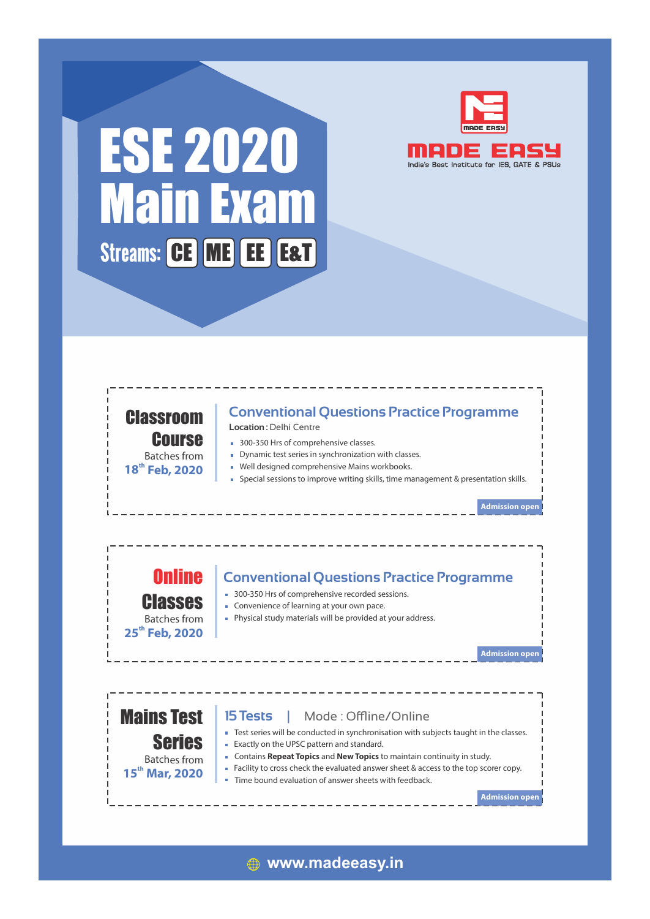# ESE 2020 Main Exam

**Streams:** CE | ME | EE | E&T

**MADE EASY**
India's Best Institute for IES, GATE & PSUs

## Classroom Course

Batches from **18th Feb, 2020**

### Conventional Questions Practice Programme

**Location :** Delhi Centre

- 300-350 Hrs of comprehensive classes.
- Dynamic test series in synchronization with classes.
- Well designed comprehensive Mains workbooks.
- Special sessions to improve writing skills, time management & presentation skills.

**Admission open**

## Online Classes

Batches from **25th Feb, 2020**

### Conventional Questions Practice Programme

- 300-350 Hrs of comprehensive recorded sessions.
- Convenience of learning at your own pace.
- Physical study materials will be provided at your address.

**Admission open**

## Mains Test Series

Batches from **15th Mar, 2020**

### 15 Tests | Mode : Offline/Online

- Test series will be conducted in synchronisation with subjects taught in the classes.
- Exactly on the UPSC pattern and standard.
- Contains **Repeat Topics** and **New Topics** to maintain continuity in study.
- Facility to cross check the evaluated answer sheet & access to the top scorer copy.
- Time bound evaluation of answer sheets with feedback.

**Admission open**

www.madeeasy.in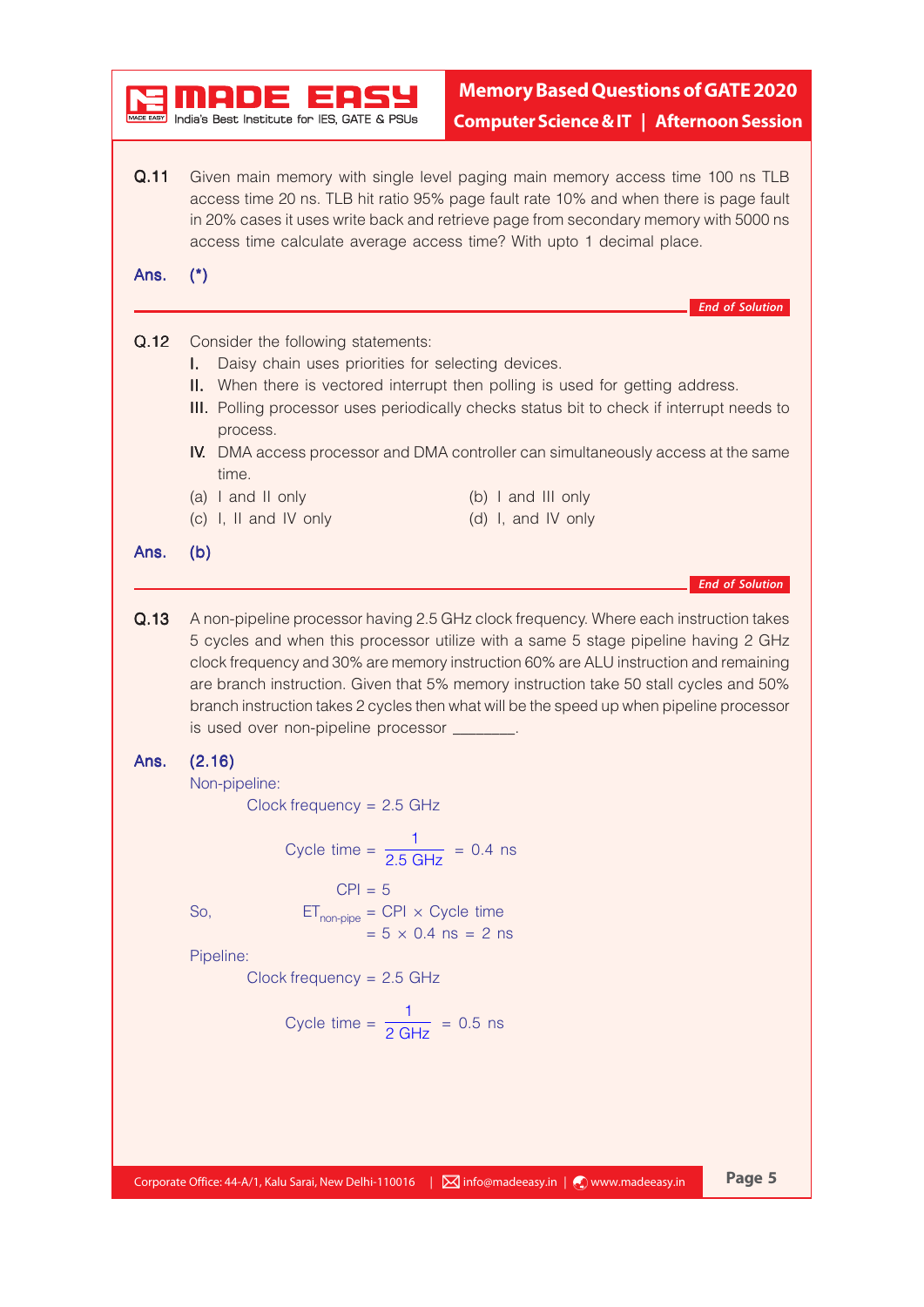**Q.11** Given main memory with single level paging main memory access time 100 ns TLB access time 20 ns. TLB hit ratio 95% page fault rate 10% and when there is page fault in 20% cases it uses write back and retrieve page from secondary memory with 5000 ns access time calculate average access time? With upto 1 decimal place.

**Ans.** **(*)**

*End of Solution*

**Q.12** Consider the following statements:

- **I.** Daisy chain uses priorities for selecting devices.
- **II.** When there is vectored interrupt then polling is used for getting address.
- **III.** Polling processor uses periodically checks status bit to check if interrupt needs to process.
- **IV.** DMA access processor and DMA controller can simultaneously access at the same time.

(a) I and II only  
(b) I and III only  
(c) I, II and IV only  
(d) I, and IV only

**Ans.** **(b)**

*End of Solution*

**Q.13** A non-pipeline processor having 2.5 GHz clock frequency. Where each instruction takes 5 cycles and when this processor utilize with a same 5 stage pipeline having 2 GHz clock frequency and 30% are memory instruction 60% are ALU instruction and remaining are branch instruction. Given that 5% memory instruction take 50 stall cycles and 50% branch instruction takes 2 cycles then what will be the speed up when pipeline processor is used over non-pipeline processor ________.

**Ans.** **(2.16)**

Non-pipeline:

Clock frequency = 2.5 GHz

$$\text{Cycle time} = \frac{1}{2.5\text{ GHz}} = 0.4\text{ ns}$$

$$\text{CPI} = 5$$

So,
$$ET_{\text{non-pipe}} = \text{CPI} \times \text{Cycle time}$$
$$= 5 \times 0.4\text{ ns} = 2\text{ ns}$$

Pipeline:

Clock frequency = 2.5 GHz

$$\text{Cycle time} = \frac{1}{2\text{ GHz}} = 0.5\text{ ns}$$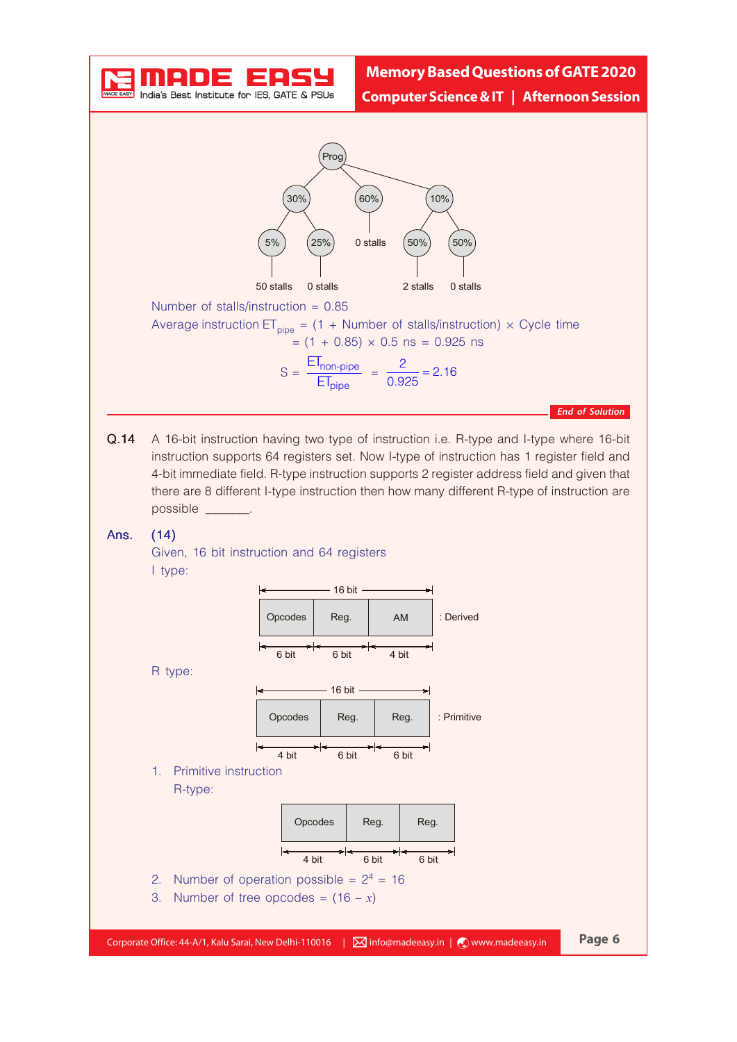Prog → 30%, 60%, 10%

- 30% → 5% (50 stalls), 25% (0 stalls)
- 60% → 0 stalls
- 10% → 50% (2 stalls), 50% (0 stalls)

Number of stalls/instruction = 0.85

Average instruction $ET_{pipe}$ = (1 + Number of stalls/instruction) × Cycle time

= (1 + 0.85) × 0.5 ns = 0.925 ns

$$S = \frac{ET_{non\text{-}pipe}}{ET_{pipe}} = \frac{2}{0.925} = 2.16$$

*End of Solution*

**Q.14** A 16-bit instruction having two type of instruction i.e. R-type and I-type where 16-bit instruction supports 64 registers set. Now I-type of instruction has 1 register field and 4-bit immediate field. R-type instruction supports 2 register address field and given that there are 8 different I-type instruction then how many different R-type of instruction are possible _______.

**Ans. (14)**

Given, 16 bit instruction and 64 registers

I type:

16 bit

| Opcodes | Reg. | AM |
|---|---|---|
| 6 bit | 6 bit | 4 bit |

: Derived

R type:

16 bit

| Opcodes | Reg. | Reg. |
|---|---|---|
| 4 bit | 6 bit | 6 bit |

: Primitive

1. Primitive instruction

   R-type:

| Opcodes | Reg. | Reg. |
|---|---|---|
| 4 bit | 6 bit | 6 bit |

2. Number of operation possible = $2^4$ = 16
3. Number of tree opcodes = $(16 - x)$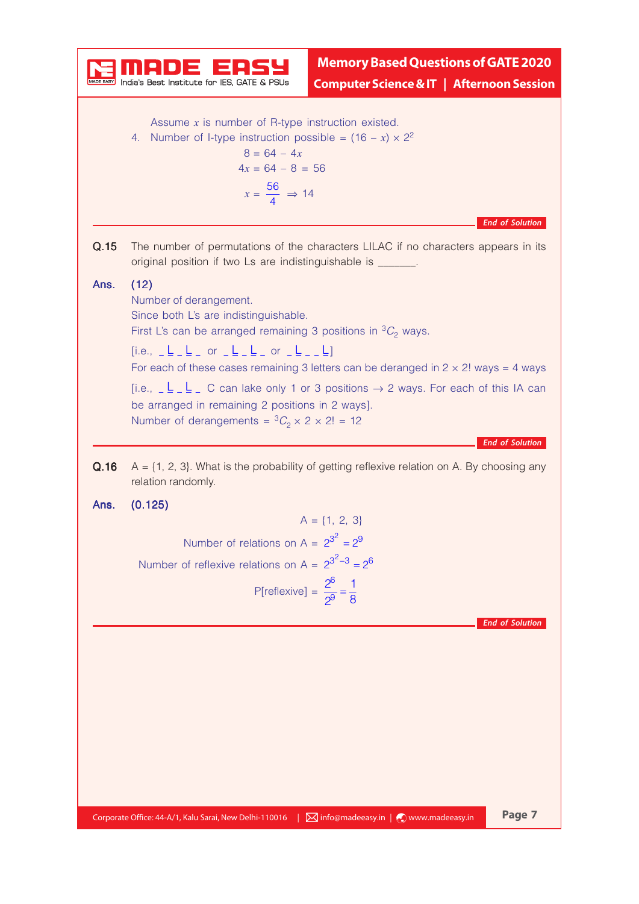Assume $x$ is number of R-type instruction existed.

4. Number of I-type instruction possible = $(16 - x) \times 2^2$

$$8 = 64 - 4x$$
$$4x = 64 - 8 = 56$$
$$x = \frac{56}{4} \Rightarrow 14$$

*End of Solution*

---

**Q.15** The number of permutations of the characters LILAC if no characters appears in its original position if two Ls are indistinguishable is ______.

**Ans.** **(12)**

Number of derangement.

Since both L's are indistinguishable.

First L's can be arranged remaining 3 positions in $^3C_2$ ways.

[i.e., _ L _ L _ or _ L _ L _ or _ L _ _ L]

For each of these cases remaining 3 letters can be deranged in $2 \times 2!$ ways = 4 ways

[i.e., _ L _ L _ C can lake only 1 or 3 positions → 2 ways. For each of this IA can be arranged in remaining 2 positions in 2 ways].

Number of derangements = $^3C_2 \times 2 \times 2! = 12$

*End of Solution*

---

**Q.16** A = {1, 2, 3}. What is the probability of getting reflexive relation on A. By choosing any relation randomly.

**Ans.** **(0.125)**

$$A = \{1, 2, 3\}$$
$$\text{Number of relations on A} = 2^{3^2} = 2^9$$
$$\text{Number of reflexive relations on A} = 2^{3^2-3} = 2^6$$
$$P[\text{reflexive}] = \frac{2^6}{2^9} = \frac{1}{8}$$

*End of Solution*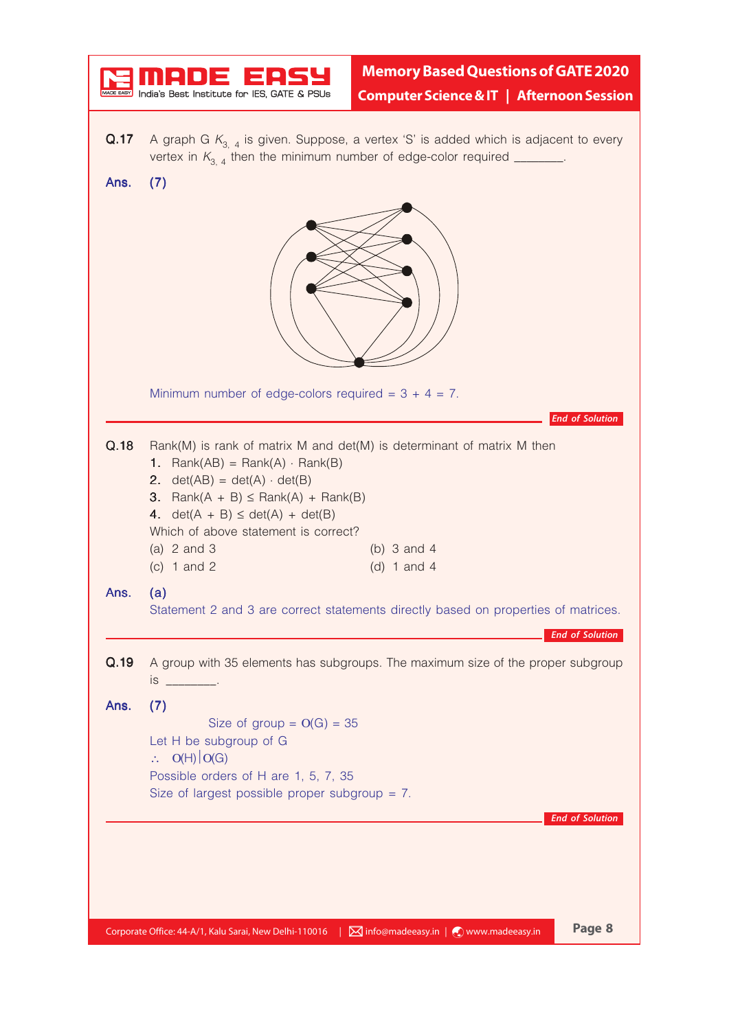**Q.17** A graph G $K_{3,4}$ is given. Suppose, a vertex 'S' is added which is adjacent to every vertex in $K_{3,4}$ then the minimum number of edge-color required ________.

**Ans.** **(7)**

Minimum number of edge-colors required = 3 + 4 = 7.

*End of Solution*

---

**Q.18** Rank(M) is rank of matrix M and det(M) is determinant of matrix M then

1. Rank(AB) = Rank(A) · Rank(B)
2. det(AB) = det(A) · det(B)
3. Rank(A + B) ≤ Rank(A) + Rank(B)
4. det(A + B) ≤ det(A) + det(B)

Which of above statement is correct?

(a) 2 and 3
(b) 3 and 4
(c) 1 and 2
(d) 1 and 4

**Ans.** **(a)**

Statement 2 and 3 are correct statements directly based on properties of matrices.

*End of Solution*

---

**Q.19** A group with 35 elements has subgroups. The maximum size of the proper subgroup is ________.

**Ans.** **(7)**

Size of group = O(G) = 35

Let H be subgroup of G

∴ O(H) | O(G)

Possible orders of H are 1, 5, 7, 35

Size of largest possible proper subgroup = 7.

*End of Solution*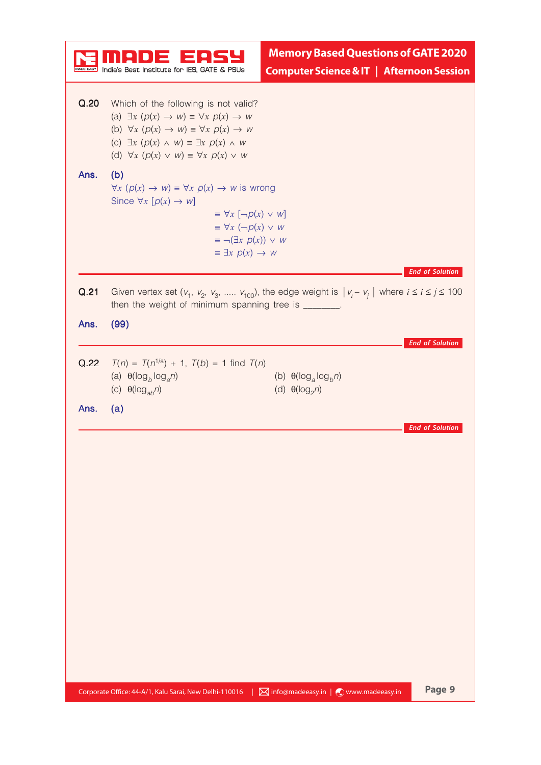**Q.20** Which of the following is not valid?

(a) $\exists x\ (p(x) \rightarrow w) \equiv \forall x\ p(x) \rightarrow w$

(b) $\forall x\ (p(x) \rightarrow w) \equiv \forall x\ p(x) \rightarrow w$

(c) $\exists x\ (p(x) \wedge w) \equiv \exists x\ p(x) \wedge w$

(d) $\forall x\ (p(x) \vee w) \equiv \forall x\ p(x) \vee w$

**Ans.** **(b)**

$\forall x\ (p(x) \rightarrow w) \equiv \forall x\ p(x) \rightarrow w$ is wrong

Since $\forall x\ [p(x) \rightarrow w]$

$$\equiv \forall x\ [\neg p(x) \vee w]$$
$$\equiv \forall x\ (\neg p(x) \vee w$$
$$\equiv \neg(\exists x\ p(x)) \vee w$$
$$\equiv \exists x\ p(x) \rightarrow w$$

*End of Solution*

---

**Q.21** Given vertex set $(v_1, v_2, v_3, \ldots\ldots v_{100})$, the edge weight is $|v_i - v_j|$ where $i \leq i \leq j \leq 100$ then the weight of minimum spanning tree is ________.

**Ans.** **(99)**

*End of Solution*

---

**Q.22** $T(n) = T(n^{1/a}) + 1$, $T(b) = 1$ find $T(n)$

(a) $\theta(\log_b \log_a n)$

(b) $\theta(\log_a \log_b n)$

(c) $\theta(\log_{ab} n)$

(d) $\theta(\log_2 n)$

**Ans.** **(a)**

*End of Solution*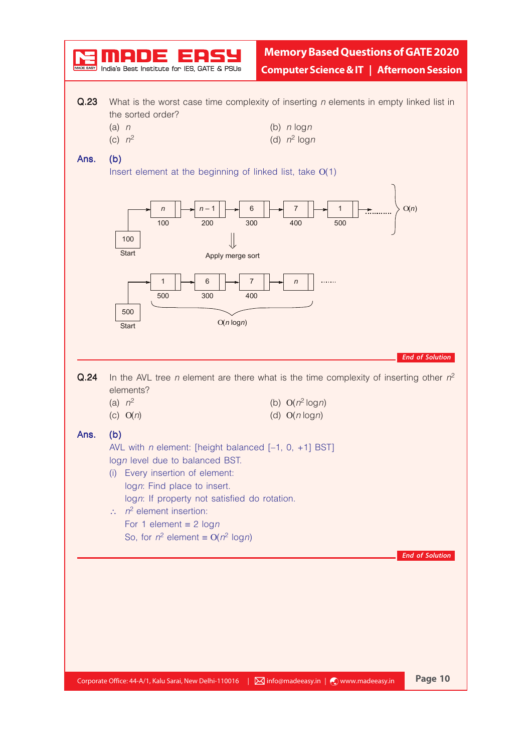**Q.23** What is the worst case time complexity of inserting $n$ elements in empty linked list in the sorted order?

(a) $n$  
(b) $n \log n$  
(c) $n^2$  
(d) $n^2 \log n$

**Ans. (b)**

Insert element at the beginning of linked list, take $O(1)$

$n$ | 100 → $n-1$ | 200 → 6 | 300 → 7 | 400 → 1 | 500 → ......... } $O(n)$

100 Start

⇓ Apply merge sort

1 | 500 → 6 | 300 → 7 | 400 → $n$ → ......

500 Start

$O(n \log n)$

*End of Solution*

**Q.24** In the AVL tree $n$ element are there what is the time complexity of inserting other $n^2$ elements?

(a) $n^2$  
(b) $O(n^2 \log n)$  
(c) $O(n)$  
(d) $O(n \log n)$

**Ans. (b)**

AVL with $n$ element: [height balanced [–1, 0, +1] BST]

$\log n$ level due to balanced BST.

(i) Every insertion of element:  
$\log n$: Find place to insert.  
$\log n$: If property not satisfied do rotation.

$\therefore$ $n^2$ element insertion:  
For 1 element $\equiv 2 \log n$  
So, for $n^2$ element $\equiv O(n^2 \log n)$

*End of Solution*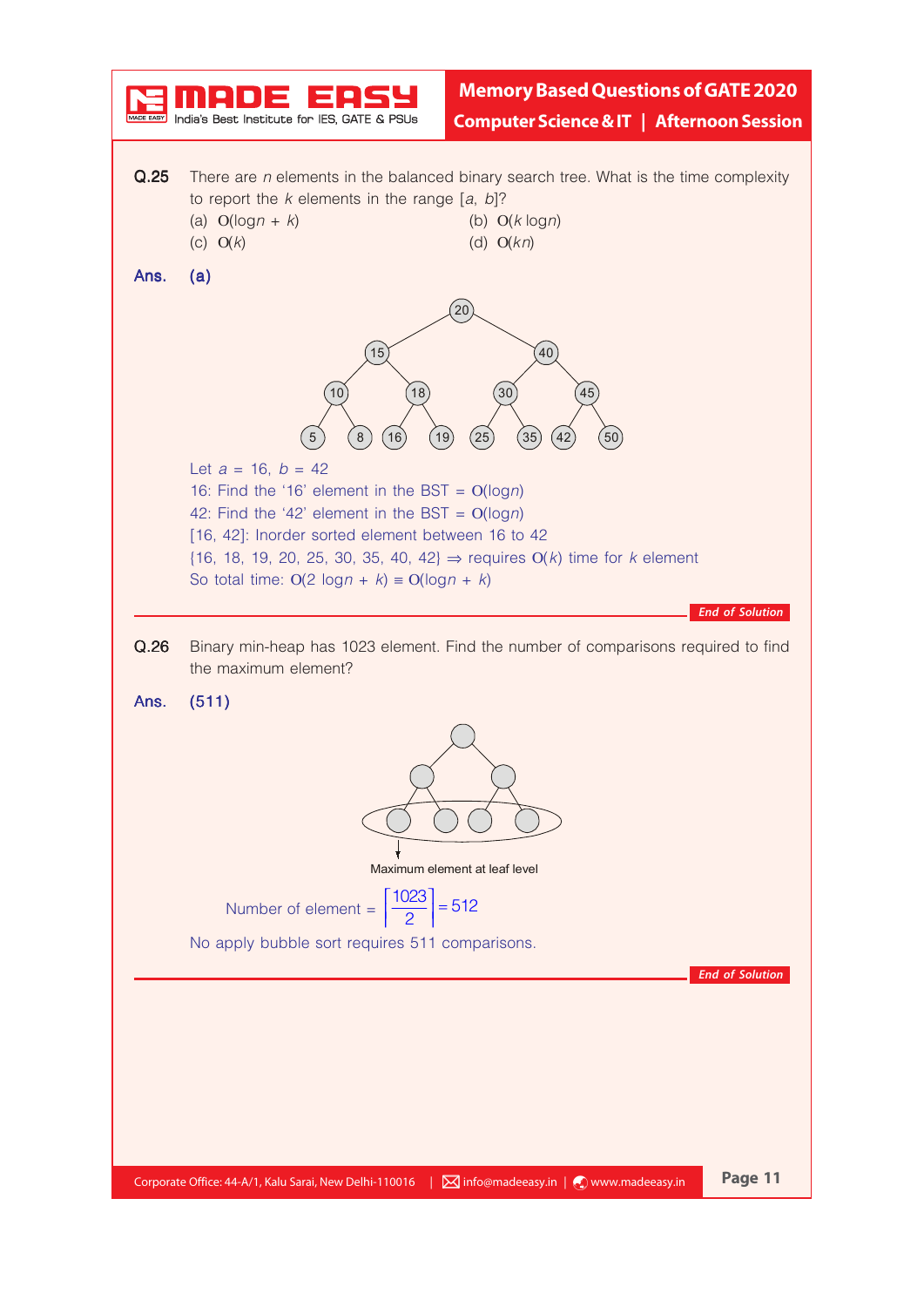**Q.25** There are $n$ elements in the balanced binary search tree. What is the time complexity to report the $k$ elements in the range $[a, b]$?

(a) $O(\log n + k)$ (b) $O(k \log n)$
(c) $O(k)$ (d) $O(kn)$

**Ans. (a)**

Let $a = 16$, $b = 42$

16: Find the '16' element in the BST = $O(\log n)$

42: Find the '42' element in the BST = $O(\log n)$

[16, 42]: Inorder sorted element between 16 to 42

$\{16, 18, 19, 20, 25, 30, 35, 40, 42\} \Rightarrow$ requires $O(k)$ time for $k$ element

So total time: $O(2 \log n + k) \equiv O(\log n + k)$

*End of Solution*

**Q.26** Binary min-heap has 1023 element. Find the number of comparisons required to find the maximum element?

**Ans. (511)**

Maximum element at leaf level

$$\text{Number of element} = \left\lceil \frac{1023}{2} \right\rceil = 512$$

No apply bubble sort requires 511 comparisons.

*End of Solution*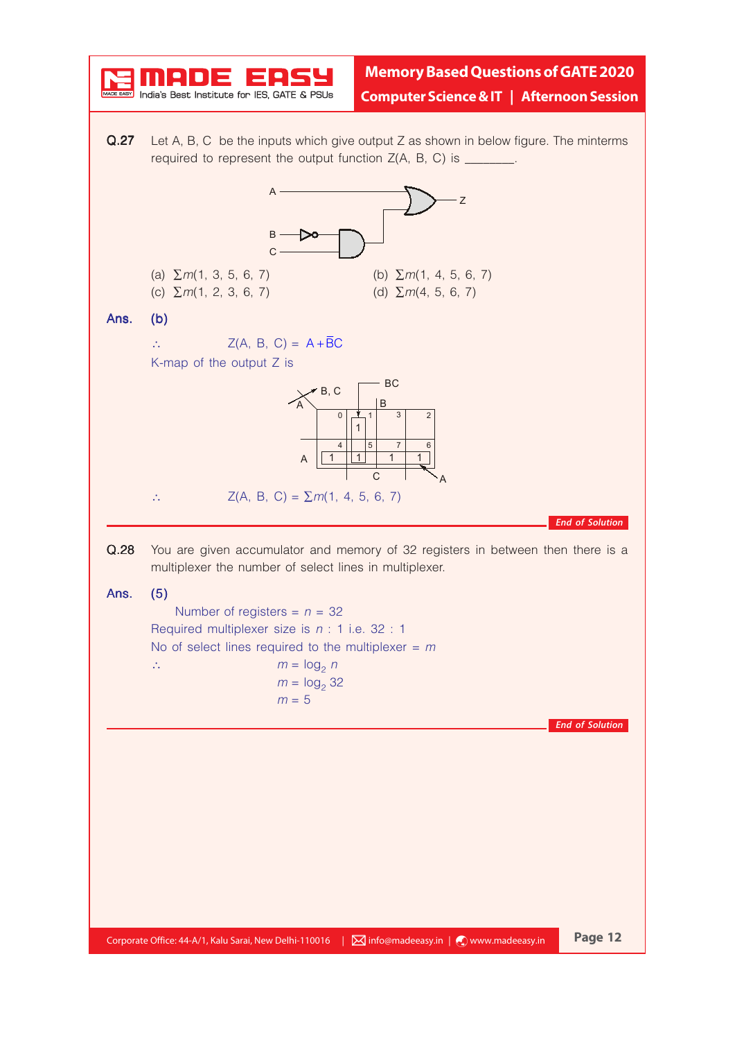**Q.27** Let A, B, C be the inputs which give output Z as shown in below figure. The minterms required to represent the output function Z(A, B, C) is _______.

(a) $\sum m(1, 3, 5, 6, 7)$
(b) $\sum m(1, 4, 5, 6, 7)$
(c) $\sum m(1, 2, 3, 6, 7)$
(d) $\sum m(4, 5, 6, 7)$

**Ans.** **(b)**

$\therefore$ $Z(A, B, C) = A + \bar{B}C$

K-map of the output Z is

| A \ BC | 00 | 01 | 11 | 10 |
|---|---|---|---|---|
| 0 | (0) | 1 (1) | (3) | (2) |
| 1 | 1 (4) | 1 (5) | 1 (7) | 1 (6) |

$\therefore$ $Z(A, B, C) = \sum m(1, 4, 5, 6, 7)$

*End of Solution*

---

**Q.28** You are given accumulator and memory of 32 registers in between then there is a multiplexer the number of select lines in multiplexer.

**Ans.** **(5)**

Number of registers = $n = 32$

Required multiplexer size is $n : 1$ i.e. $32 : 1$

No of select lines required to the multiplexer = $m$

$\therefore$ $m = \log_2 n$

$m = \log_2 32$

$m = 5$

*End of Solution*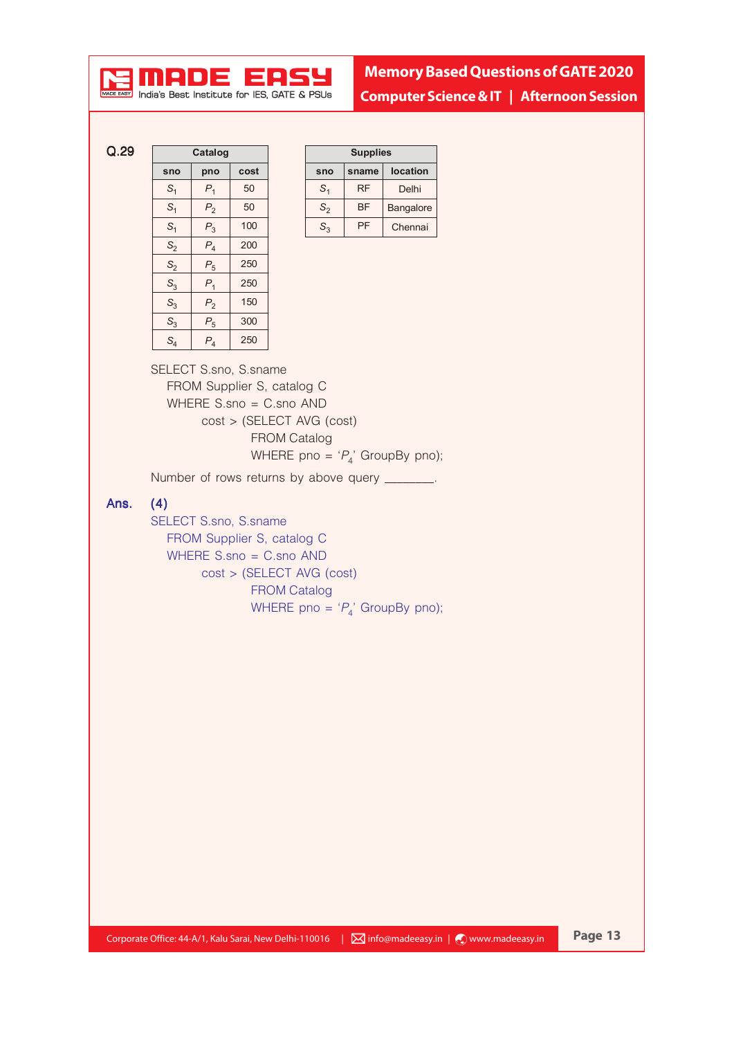**Q.29**

| Catalog | | |
|---|---|---|
| sno | pno | cost |
| $S_1$ | $P_1$ | 50 |
| $S_1$ | $P_2$ | 50 |
| $S_1$ | $P_3$ | 100 |
| $S_2$ | $P_4$ | 200 |
| $S_2$ | $P_5$ | 250 |
| $S_3$ | $P_1$ | 250 |
| $S_3$ | $P_2$ | 150 |
| $S_3$ | $P_5$ | 300 |
| $S_4$ | $P_4$ | 250 |

| Supplies | | |
|---|---|---|
| sno | sname | location |
| $S_1$ | RF | Delhi |
| $S_2$ | BF | Bangalore |
| $S_3$ | PF | Chennai |

```
SELECT S.sno, S.sname
  FROM Supplier S, catalog C
  WHERE S.sno = C.sno AND
        cost > (SELECT AVG (cost)
               FROM Catalog
               WHERE pno = 'P4' GroupBy pno);
```

Number of rows returns by above query _______.

**Ans. (4)**

```
SELECT S.sno, S.sname
  FROM Supplier S, catalog C
  WHERE S.sno = C.sno AND
        cost > (SELECT AVG (cost)
               FROM Catalog
               WHERE pno = 'P4' GroupBy pno);
```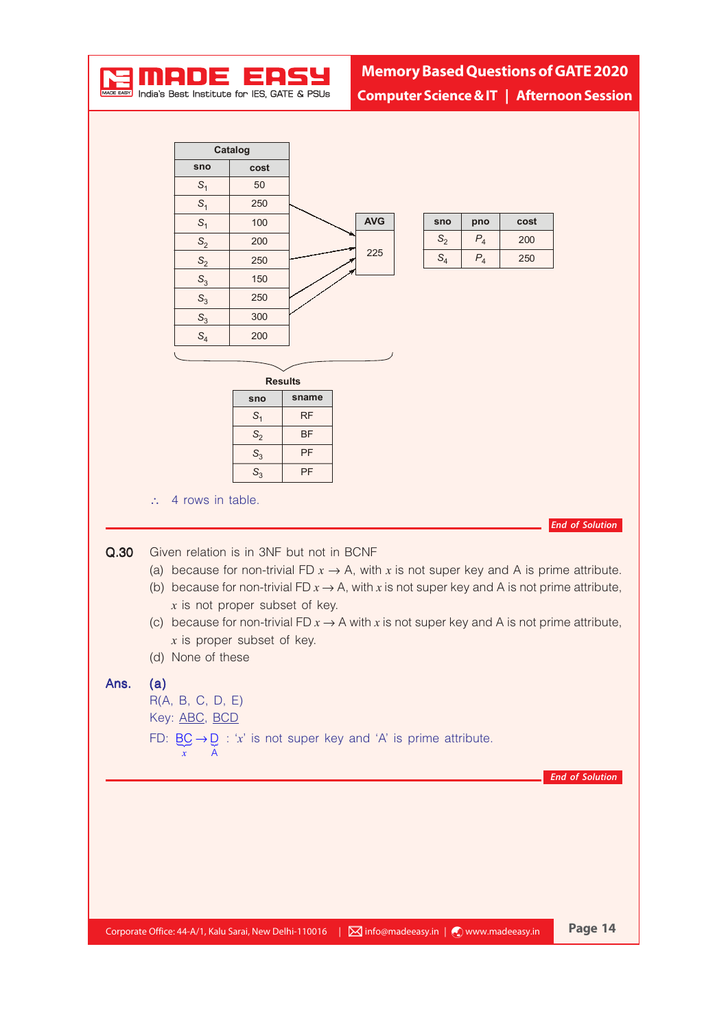| Catalog | |
|---|---|
| sno | cost |
| $S_1$ | 50 |
| $S_1$ | 250 |
| $S_1$ | 100 |
| $S_2$ | 200 |
| $S_2$ | 250 |
| $S_3$ | 150 |
| $S_3$ | 250 |
| $S_3$ | 300 |
| $S_4$ | 200 |

| AVG |
|---|
| 225 |

| sno | pno | cost |
|---|---|---|
| $S_2$ | $P_4$ | 200 |
| $S_4$ | $P_4$ | 250 |

**Results**

| sno | sname |
|---|---|
| $S_1$ | RF |
| $S_2$ | BF |
| $S_3$ | PF |
| $S_3$ | PF |

$\therefore$ 4 rows in table.

*End of Solution*

---

**Q.30** Given relation is in 3NF but not in BCNF

(a) because for non-trivial FD $x \rightarrow$ A, with $x$ is not super key and A is prime attribute.

(b) because for non-trivial FD $x \rightarrow$ A, with $x$ is not super key and A is not prime attribute, $x$ is not proper subset of key.

(c) because for non-trivial FD $x \rightarrow$ A with $x$ is not super key and A is not prime attribute, $x$ is proper subset of key.

(d) None of these

**Ans.** **(a)**

R(A, B, C, D, E)

Key: ABC, BCD

FD: $\underbrace{BC}_{x} \rightarrow \underbrace{D}_{A}$ : '$x$' is not super key and 'A' is prime attribute.

*End of Solution*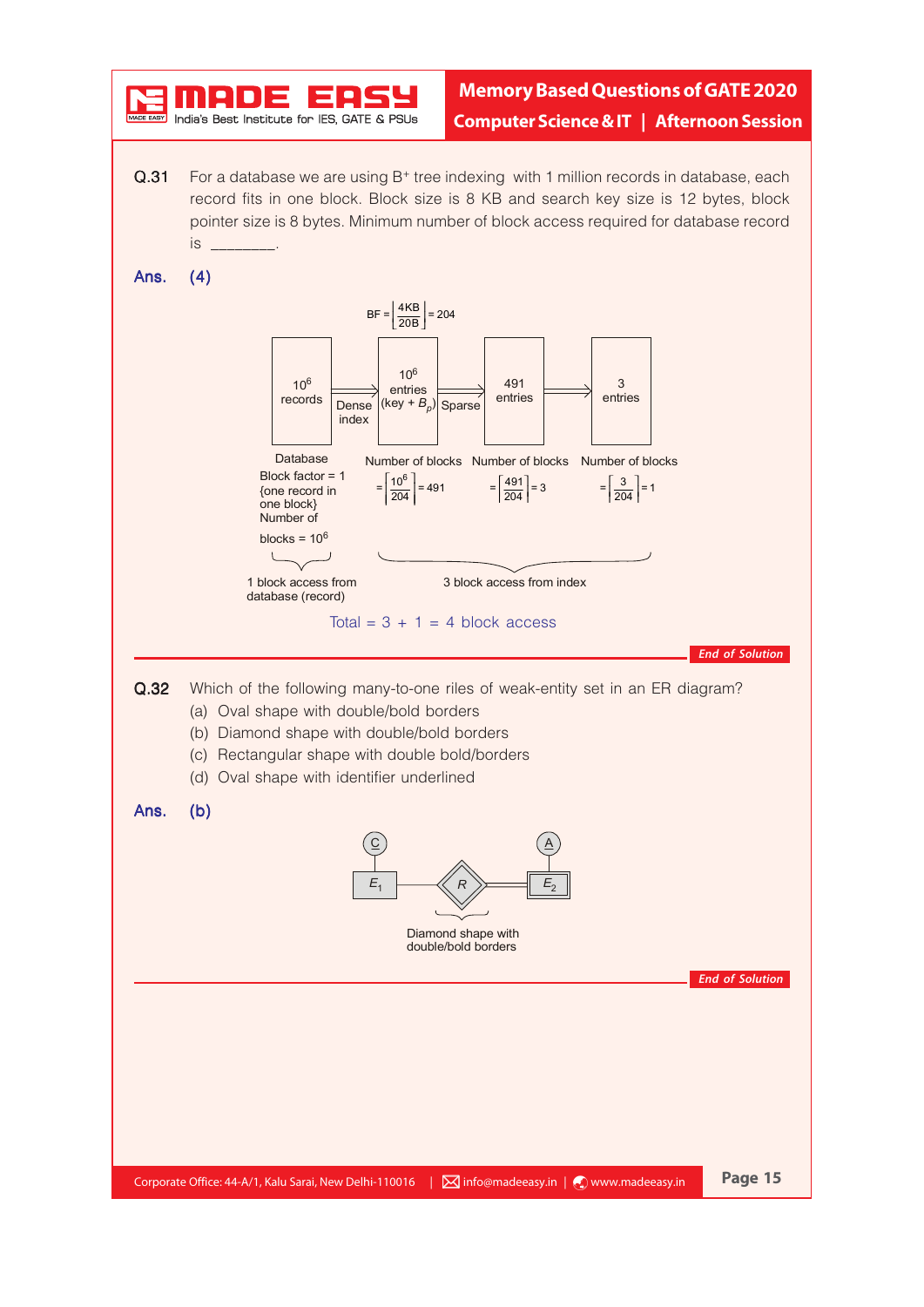**Q.31** For a database we are using $B^+$ tree indexing with 1 million records in database, each record fits in one block. Block size is 8 KB and search key size is 12 bytes, block pointer size is 8 bytes. Minimum number of block access required for database record is ________.

**Ans.** **(4)**

$$BF = \left\lfloor \frac{4KB}{20B} \right\rfloor = 204$$

$10^6$ records → Dense index → $10^6$ entries (key + $B_p$) → Sparse → 491 entries → 3 entries

Database
Block factor = 1
{one record in one block}
Number of blocks = $10^6$

Number of blocks $= \left\lceil \frac{10^6}{204} \right\rceil = 491$

Number of blocks $= \left\lceil \frac{491}{204} \right\rceil = 3$

Number of blocks $= \left\lceil \frac{3}{204} \right\rceil = 1$

1 block access from database (record)

3 block access from index

Total = 3 + 1 = 4 block access

*End of Solution*

**Q.32** Which of the following many-to-one riles of weak-entity set in an ER diagram?

(a) Oval shape with double/bold borders
(b) Diamond shape with double/bold borders
(c) Rectangular shape with double bold/borders
(d) Oval shape with identifier underlined

**Ans.** **(b)**

C — $E_1$ — R — $E_2$ — A

Diamond shape with double/bold borders

*End of Solution*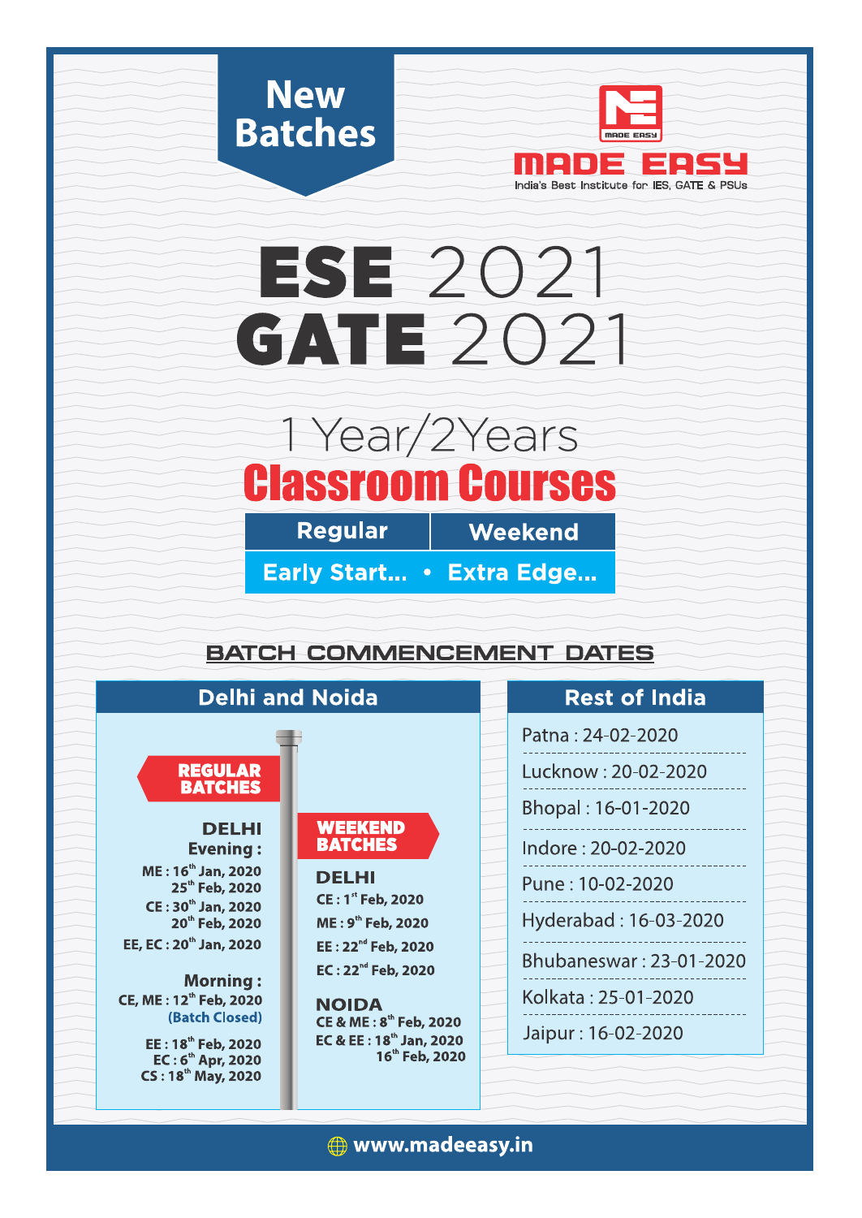## New Batches

**MADE EASY**
India's Best Institute for IES, GATE & PSUs

# ESE 2021
# GATE 2021

## 1 Year/2Years
## Classroom Courses

| Regular | Weekend |
|---|---|
| Early Start... • Extra Edge... | |

### BATCH COMMENCEMENT DATES

#### Delhi and Noida

**REGULAR BATCHES**

**DELHI**

**Evening :**
- ME : 16th Jan, 2020
- 25th Feb, 2020
- CE : 30th Jan, 2020
- 20th Feb, 2020
- EE, EC : 20th Jan, 2020

**Morning :**
- CE, ME : 12th Feb, 2020 (Batch Closed)
- EE : 18th Feb, 2020
- EC : 6th Apr, 2020
- CS : 18th May, 2020

**WEEKEND BATCHES**

**DELHI**
- CE : 1st Feb, 2020
- ME : 9th Feb, 2020
- EE : 22nd Feb, 2020
- EC : 22nd Feb, 2020

**NOIDA**
- CE & ME : 8th Feb, 2020
- EC & EE : 18th Jan, 2020
- 16th Feb, 2020

#### Rest of India

- Patna : 24-02-2020
- Lucknow : 20-02-2020
- Bhopal : 16-01-2020
- Indore : 20-02-2020
- Pune : 10-02-2020
- Hyderabad : 16-03-2020
- Bhubaneswar : 23-01-2020
- Kolkata : 25-01-2020
- Jaipur : 16-02-2020

www.madeeasy.in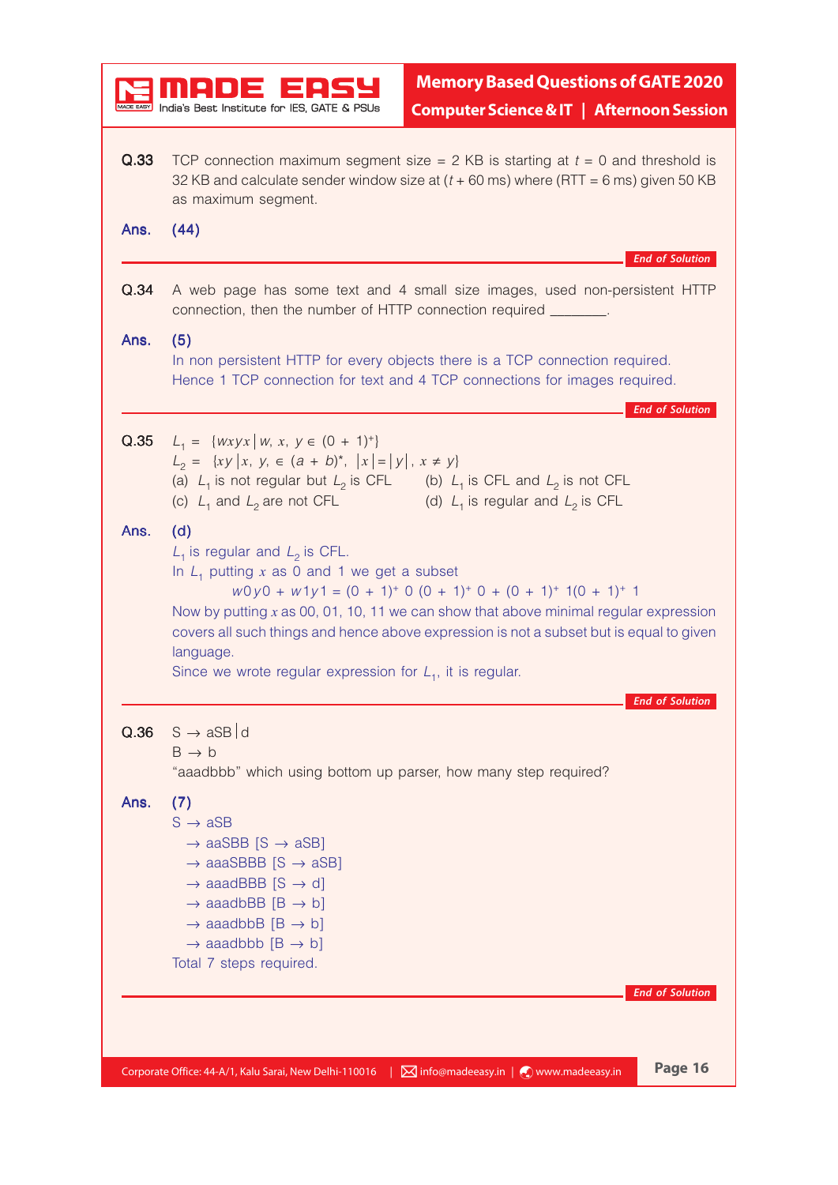**Q.33** TCP connection maximum segment size = 2 KB is starting at $t = 0$ and threshold is 32 KB and calculate sender window size at ($t + 60$ ms) where (RTT = 6 ms) given 50 KB as maximum segment.

**Ans.** **(44)**

*End of Solution*

---

**Q.34** A web page has some text and 4 small size images, used non-persistent HTTP connection, then the number of HTTP connection required ________.

**Ans.** **(5)**

In non persistent HTTP for every objects there is a TCP connection required. Hence 1 TCP connection for text and 4 TCP connections for images required.

*End of Solution*

---

**Q.35** $L_1 = \{wxyx \mid w, x, y \in (0+1)^+\}$

$L_2 = \{xy \mid x, y, \in (a+b)^*, |x| = |y|, x \neq y\}$

(a) $L_1$ is not regular but $L_2$ is CFL
(b) $L_1$ is CFL and $L_2$ is not CFL
(c) $L_1$ and $L_2$ are not CFL
(d) $L_1$ is regular and $L_2$ is CFL

**Ans.** **(d)**

$L_1$ is regular and $L_2$ is CFL.

In $L_1$ putting $x$ as 0 and 1 we get a subset

$$w0y0 + w1y1 = (0+1)^+ \, 0 \, (0+1)^+ \, 0 + (0+1)^+ \, 1(0+1)^+ \, 1$$

Now by putting $x$ as 00, 01, 10, 11 we can show that above minimal regular expression covers all such things and hence above expression is not a subset but is equal to given language.

Since we wrote regular expression for $L_1$, it is regular.

*End of Solution*

---

**Q.36** $S \rightarrow aSB \mid d$

$B \rightarrow b$

"aaadbbb" which using bottom up parser, how many step required?

**Ans.** **(7)**

$S \rightarrow aSB$

$\rightarrow$ aaSBB [$S \rightarrow aSB$]

$\rightarrow$ aaaSBBB [$S \rightarrow aSB$]

$\rightarrow$ aaadBBB [$S \rightarrow d$]

$\rightarrow$ aaadbBB [$B \rightarrow b$]

$\rightarrow$ aaadbbB [$B \rightarrow b$]

$\rightarrow$ aaadbbb [$B \rightarrow b$]

Total 7 steps required.

*End of Solution*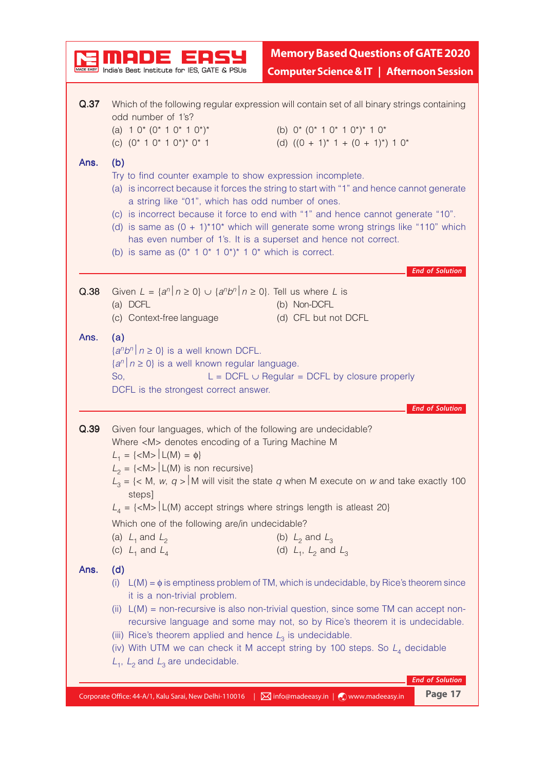**Q.37** Which of the following regular expression will contain set of all binary strings containing odd number of 1's?

(a) $1\ 0^*\ (0^*\ 1\ 0^*\ 1\ 0^*)^*$

(b) $0^*\ (0^*\ 1\ 0^*\ 1\ 0^*)^*\ 1\ 0^*$

(c) $(0^*\ 1\ 0^*\ 1\ 0^*)^*\ 0^*\ 1$

(d) $((0 + 1)^*\ 1 + (0 + 1)^*)\ 1\ 0^*$

**Ans.** **(b)**

Try to find counter example to show expression incomplete.

(a) is incorrect because it forces the string to start with "1" and hence cannot generate a string like "01", which has odd number of ones.

(c) is incorrect because it force to end with "1" and hence cannot generate "10".

(d) is same as $(0 + 1)^*10^*$ which will generate some wrong strings like "110" which has even number of 1's. It is a superset and hence not correct.

(b) is same as $(0^*\ 1\ 0^*\ 1\ 0^*)^*\ 1\ 0^*$ which is correct.

*End of Solution*

---

**Q.38** Given $L = \{a^n \mid n \geq 0\} \cup \{a^n b^n \mid n \geq 0\}$. Tell us where $L$ is

(a) DCFL

(b) Non-DCFL

(c) Context-free language

(d) CFL but not DCFL

**Ans.** **(a)**

$\{a^n b^n \mid n \geq 0\}$ is a well known DCFL.

$\{a^n \mid n \geq 0\}$ is a well known regular language.

So, $L = \text{DCFL} \cup \text{Regular} = \text{DCFL}$ by closure properly

DCFL is the strongest correct answer.

*End of Solution*

---

**Q.39** Given four languages, which of the following are undecidable?

Where <M> denotes encoding of a Turing Machine M

$L_1 = \{\langle M \rangle \mid L(M) = \phi\}$

$L_2 = \{\langle M \rangle \mid L(M) \text{ is non recursive}\}$

$L_3 = \{\langle M, w, q \rangle \mid$ M will visit the state $q$ when M execute on $w$ and take exactly 100 steps]

$L_4 = \{\langle M \rangle \mid L(M)$ accept strings where strings length is atleast 20}

Which one of the following are/in undecidable?

(a) $L_1$ and $L_2$

(b) $L_2$ and $L_3$

(c) $L_1$ and $L_4$

(d) $L_1$, $L_2$ and $L_3$

**Ans.** **(d)**

(i) $L(M) = \phi$ is emptiness problem of TM, which is undecidable, by Rice's theorem since it is a non-trivial problem.

(ii) $L(M)$ = non-recursive is also non-trivial question, since some TM can accept non-recursive language and some may not, so by Rice's theorem it is undecidable.

(iii) Rice's theorem applied and hence $L_3$ is undecidable.

(iv) With UTM we can check it M accept string by 100 steps. So $L_4$ decidable

$L_1$, $L_2$ and $L_3$ are undecidable.

*End of Solution*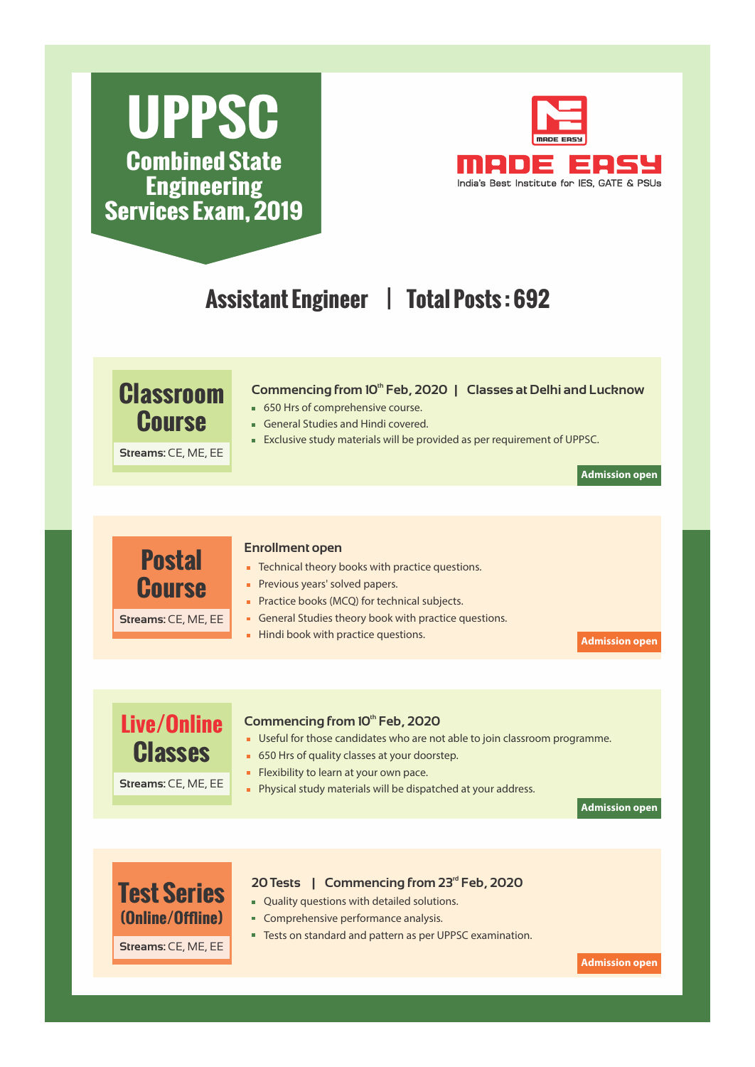# UPPSC

## Combined State Engineering Services Exam, 2019

MADE EASY

India's Best Institute for IES, GATE & PSUs

## Assistant Engineer | Total Posts : 692

### Classroom Course

**Streams:** CE, ME, EE

**Commencing from 10th Feb, 2020 | Classes at Delhi and Lucknow**

- 650 Hrs of comprehensive course.
- General Studies and Hindi covered.
- Exclusive study materials will be provided as per requirement of UPPSC.

**Admission open**

### Postal Course

**Streams:** CE, ME, EE

**Enrollment open**

- Technical theory books with practice questions.
- Previous years' solved papers.
- Practice books (MCQ) for technical subjects.
- General Studies theory book with practice questions.
- Hindi book with practice questions.

**Admission open**

### Live/Online Classes

**Streams:** CE, ME, EE

**Commencing from 10th Feb, 2020**

- Useful for those candidates who are not able to join classroom programme.
- 650 Hrs of quality classes at your doorstep.
- Flexibility to learn at your own pace.
- Physical study materials will be dispatched at your address.

**Admission open**

### Test Series (Online/Offline)

**Streams:** CE, ME, EE

**20 Tests | Commencing from 23rd Feb, 2020**

- Quality questions with detailed solutions.
- Comprehensive performance analysis.
- Tests on standard and pattern as per UPPSC examination.

**Admission open**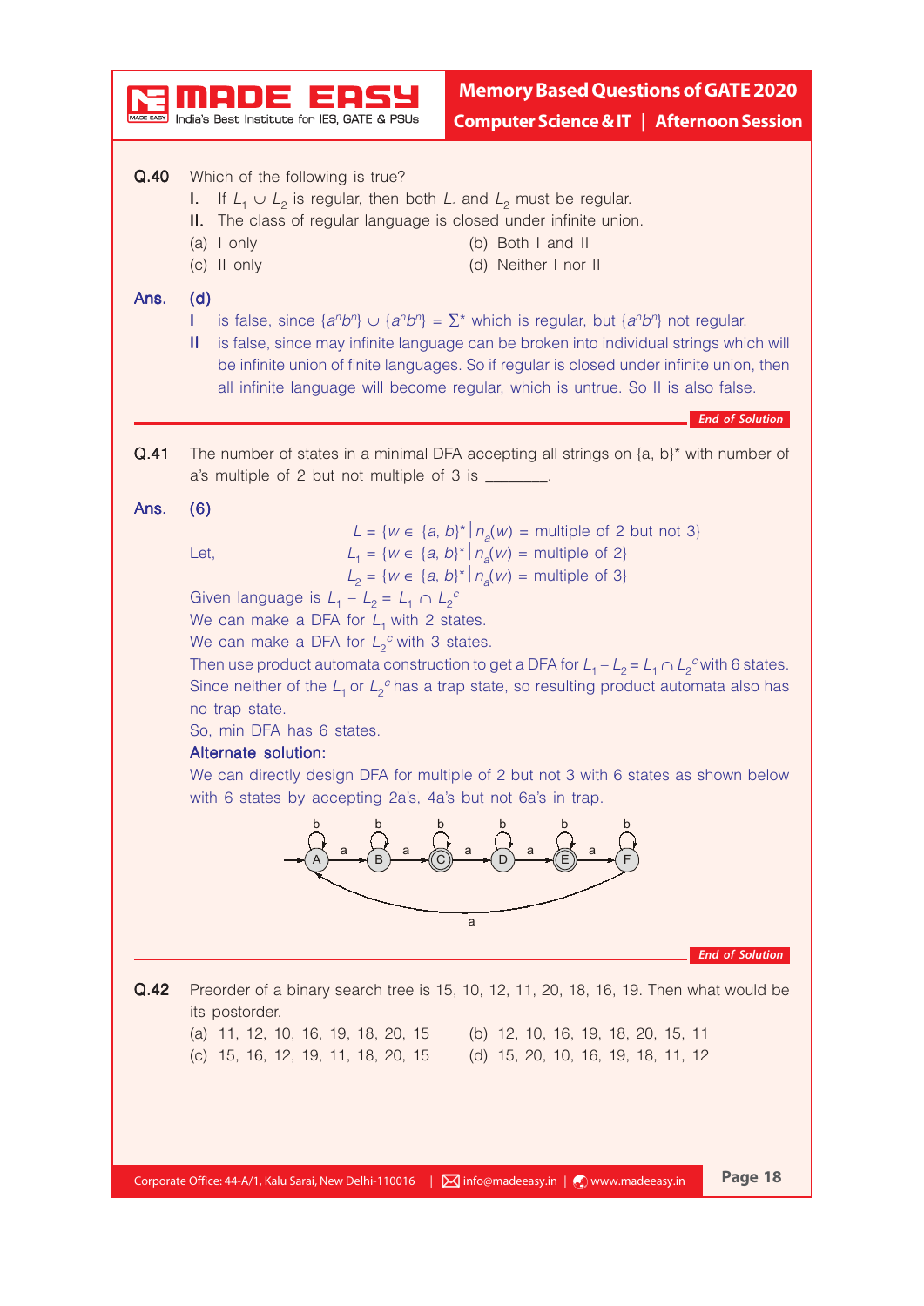**Q.40** Which of the following is true?

**I.** If $L_1 \cup L_2$ is regular, then both $L_1$ and $L_2$ must be regular.

**II.** The class of regular language is closed under infinite union.

(a) I only (b) Both I and II

(c) II only (d) Neither I nor II

**Ans. (d)**

I is false, since $\{a^n b^n\} \cup \overline{\{a^n b^n\}} = \Sigma^*$ which is regular, but $\{a^n b^n\}$ not regular.

II is false, since may infinite language can be broken into individual strings which will be infinite union of finite languages. So if regular is closed under infinite union, then all infinite language will become regular, which is untrue. So II is also false.

*End of Solution*

---

**Q.41** The number of states in a minimal DFA accepting all strings on $\{a, b\}^*$ with number of a's multiple of 2 but not multiple of 3 is _______.

**Ans. (6)**

$$L = \{w \in \{a, b\}^* \mid n_a(w) = \text{multiple of 2 but not 3}\}$$

Let,
$$L_1 = \{w \in \{a, b\}^* \mid n_a(w) = \text{multiple of 2}\}$$
$$L_2 = \{w \in \{a, b\}^* \mid n_a(w) = \text{multiple of 3}\}$$

Given language is $L_1 - L_2 = L_1 \cap L_2^c$

We can make a DFA for $L_1$ with 2 states.

We can make a DFA for $L_2^c$ with 3 states.

Then use product automata construction to get a DFA for $L_1 - L_2 = L_1 \cap L_2^c$ with 6 states. Since neither of the $L_1$ or $L_2^c$ has a trap state, so resulting product automata also has no trap state.

So, min DFA has 6 states.

**Alternate solution:**

We can directly design DFA for multiple of 2 but not 3 with 6 states as shown below with 6 states by accepting 2a's, 4a's but not 6a's in trap.

States A (start), B, C (final), D, E (final), F; each state has a self-loop on b; transitions on a: A → B → C → D → E → F → A.

*End of Solution*

---

**Q.42** Preorder of a binary search tree is 15, 10, 12, 11, 20, 18, 16, 19. Then what would be its postorder.

(a) 11, 12, 10, 16, 19, 18, 20, 15 (b) 12, 10, 16, 19, 18, 20, 15, 11

(c) 15, 16, 12, 19, 11, 18, 20, 15 (d) 15, 20, 10, 16, 19, 18, 11, 12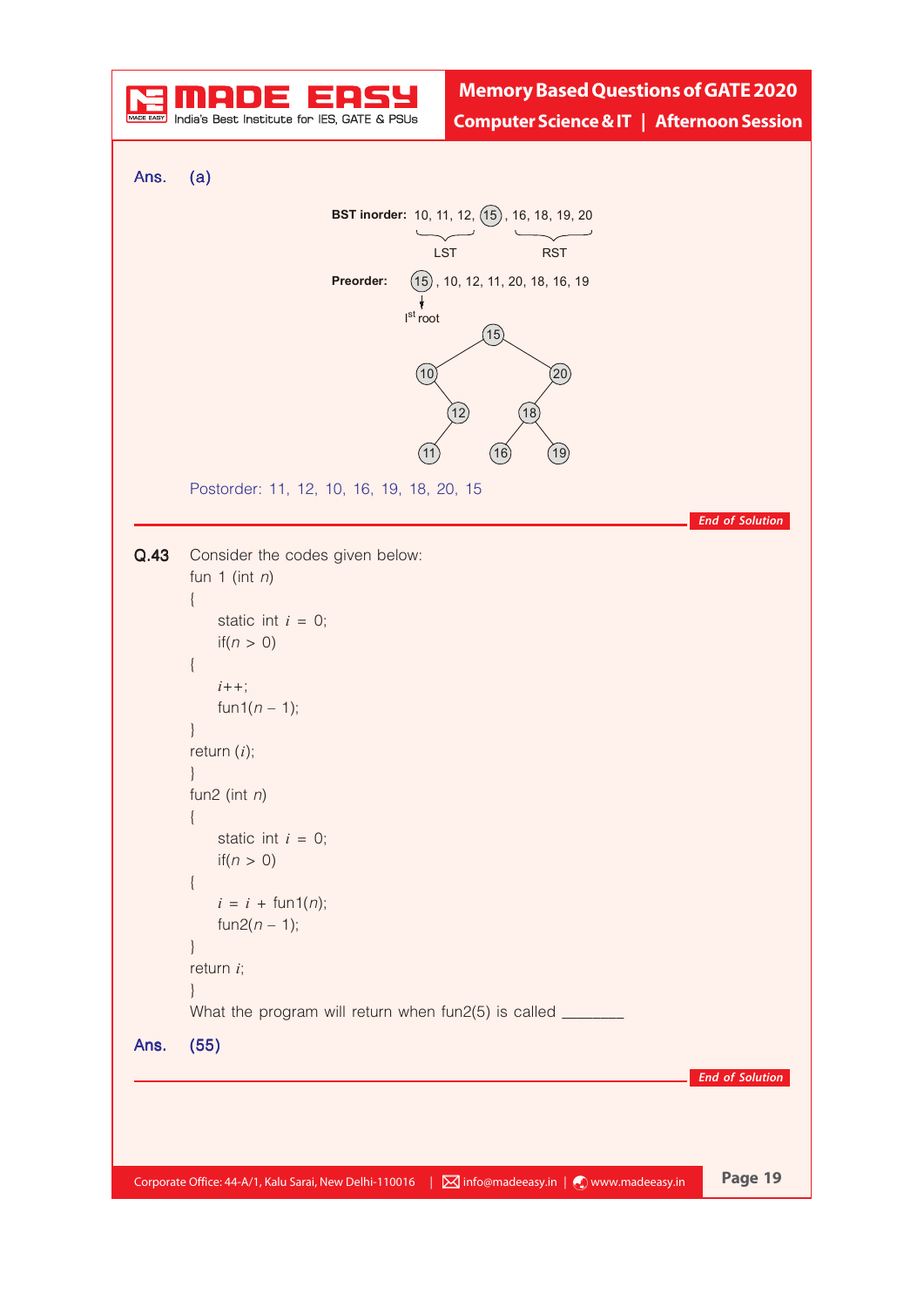Ans. (a)

**BST inorder:** 10, 11, 12, (15), 16, 18, 19, 20

LST: 10, 11, 12 — RST: 16, 18, 19, 20

**Preorder:** (15), 10, 12, 11, 20, 18, 16, 19

(15 is the I[st] root)

```
          15
        /    \
      10      20
        \    /
        12  18
       /   /  \
      11  16  19
```

Postorder: 11, 12, 10, 16, 19, 18, 20, 15

*End of Solution*

---

**Q.43** Consider the codes given below:

```
fun 1 (int n)
{
    static int i = 0;
    if(n > 0)
{
    i++;
    fun1(n – 1);
}
return (i);
}
fun2 (int n)
{
    static int i = 0;
    if(n > 0)
{
    i = i + fun1(n);
    fun2(n – 1);
}
return i;
}
```

What the program will return when fun2(5) is called _______

**Ans. (55)**

*End of Solution*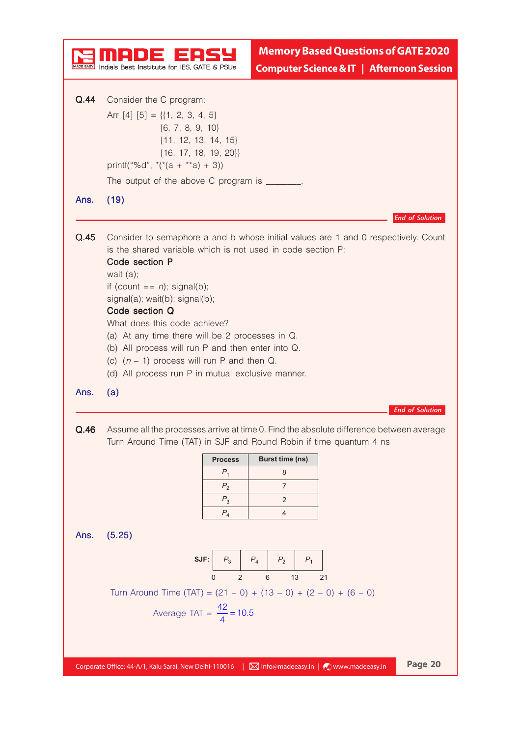**Q.44** Consider the C program:

```
Arr [4] [5] = {{1, 2, 3, 4, 5}
               {6, 7, 8, 9, 10}
               {11, 12, 13, 14, 15}
               {16, 17, 18, 19, 20}}
printf("%d", *(*(a + **a) + 3))
```

The output of the above C program is ________.

**Ans.** (19)

*End of Solution*

---

**Q.45** Consider to semaphore a and b whose initial values are 1 and 0 respectively. Count is the shared variable which is not used in code section P:

**Code section P**

wait (a);

if (count == $n$); signal(b);

signal(a); wait(b); signal(b);

**Code section Q**

What does this code achieve?

(a) At any time there will be 2 processes in Q.

(b) All process will run P and then enter into Q.

(c) ($n$ – 1) process will run P and then Q.

(d) All process run P in mutual exclusive manner.

**Ans.** (a)

*End of Solution*

---

**Q.46** Assume all the processes arrive at time 0. Find the absolute difference between average Turn Around Time (TAT) in SJF and Round Robin if time quantum 4 ns

| Process | Burst time (ns) |
|---|---|
| $P_1$ | 8 |
| $P_2$ | 7 |
| $P_3$ | 2 |
| $P_4$ | 4 |

**Ans.** (5.25)

**SJF:**

| $P_3$ | $P_4$ | $P_2$ | $P_1$ |
|---|---|---|---|

0 &nbsp;&nbsp; 2 &nbsp;&nbsp; 6 &nbsp;&nbsp; 13 &nbsp;&nbsp; 21

Turn Around Time (TAT) = (21 – 0) + (13 – 0) + (2 – 0) + (6 – 0)

$$\text{Average TAT} = \frac{42}{4} = 10.5$$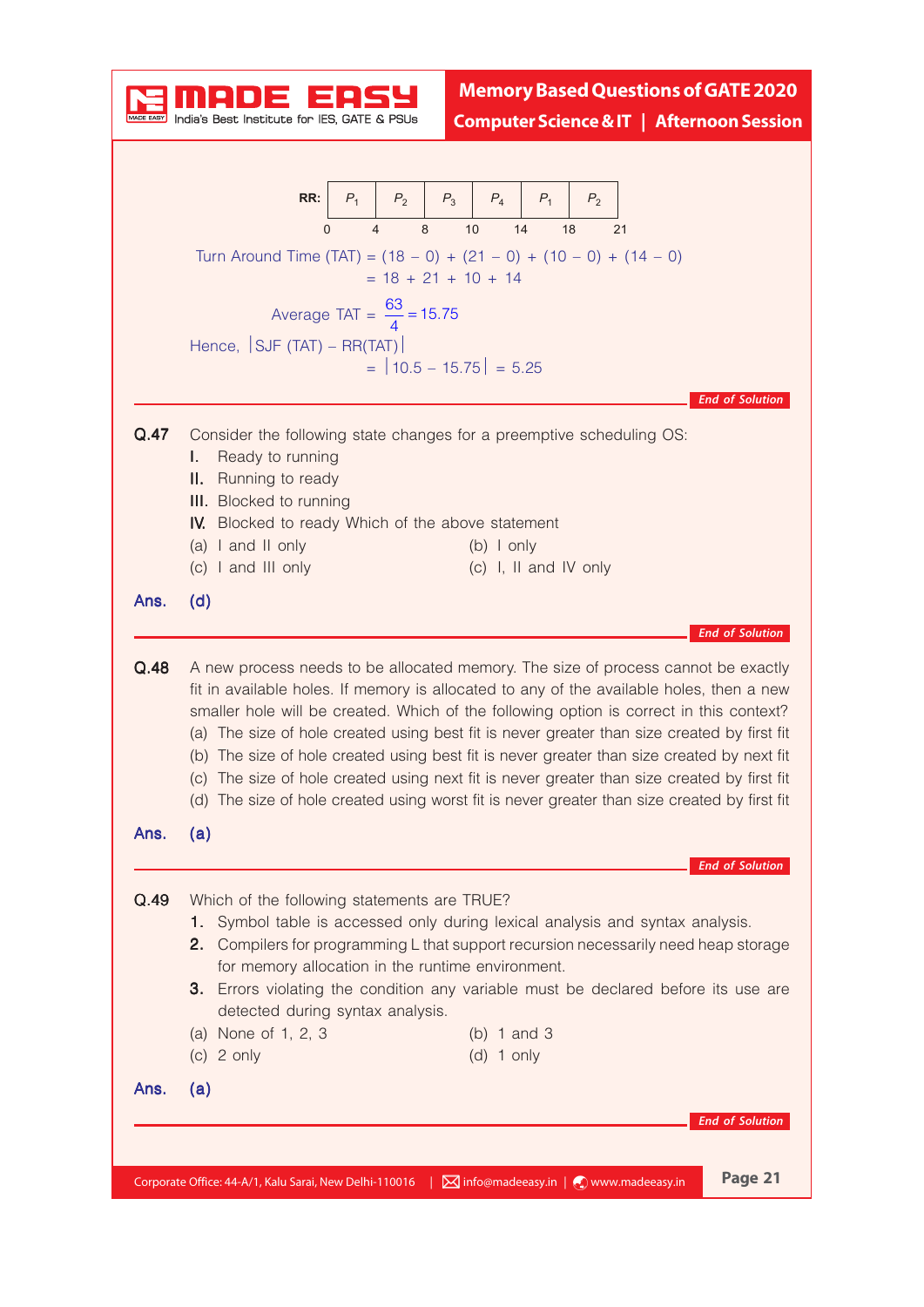RR:

| $P_1$ | $P_2$ | $P_3$ | $P_4$ | $P_1$ | $P_2$ |
|---|---|---|---|---|---|

0 4 8 10 14 18 21

$$\text{Turn Around Time (TAT)} = (18 - 0) + (21 - 0) + (10 - 0) + (14 - 0)$$
$$= 18 + 21 + 10 + 14$$

$$\text{Average TAT} = \frac{63}{4} = 15.75$$

Hence, $|\text{SJF (TAT)} - \text{RR(TAT)}|$

$$= |10.5 - 15.75| = 5.25$$

*End of Solution*

**Q.47** Consider the following state changes for a preemptive scheduling OS:

**I.** Ready to running
**II.** Running to ready
**III.** Blocked to running
**IV.** Blocked to ready Which of the above statement

(a) I and II only
(b) I only
(c) I and III only
(c) I, II and IV only

**Ans. (d)**

*End of Solution*

**Q.48** A new process needs to be allocated memory. The size of process cannot be exactly fit in available holes. If memory is allocated to any of the available holes, then a new smaller hole will be created. Which of the following option is correct in this context?

(a) The size of hole created using best fit is never greater than size created by first fit
(b) The size of hole created using best fit is never greater than size created by next fit
(c) The size of hole created using next fit is never greater than size created by first fit
(d) The size of hole created using worst fit is never greater than size created by first fit

**Ans. (a)**

*End of Solution*

**Q.49** Which of the following statements are TRUE?

**1.** Symbol table is accessed only during lexical analysis and syntax analysis.
**2.** Compilers for programming L that support recursion necessarily need heap storage for memory allocation in the runtime environment.
**3.** Errors violating the condition any variable must be declared before its use are detected during syntax analysis.

(a) None of 1, 2, 3
(b) 1 and 3
(c) 2 only
(d) 1 only

**Ans. (a)**

*End of Solution*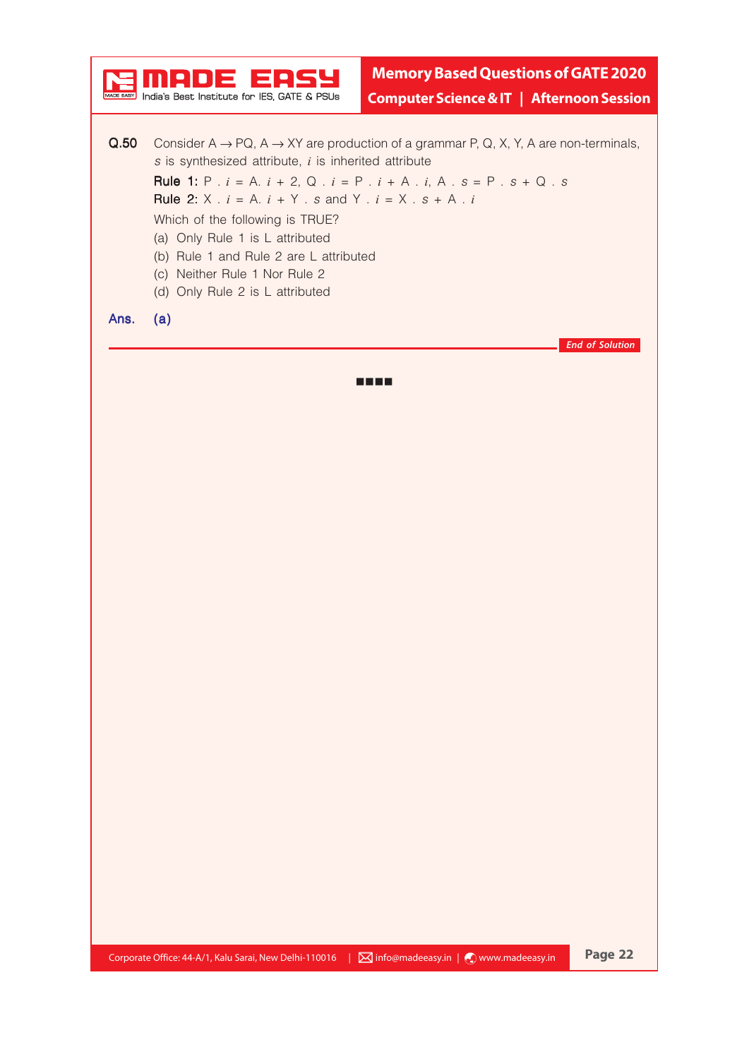**Q.50** Consider $A \rightarrow PQ$, $A \rightarrow XY$ are production of a grammar P, Q, X, Y, A are non-terminals, $s$ is synthesized attribute, $i$ is inherited attribute

**Rule 1:** $P.i = A.i + 2$, $Q.i = P.i + A.i$, $A.s = P.s + Q.s$

**Rule 2:** $X.i = A.i + Y.s$ and $Y.i = X.s + A.i$

Which of the following is TRUE?

(a) Only Rule 1 is L attributed

(b) Rule 1 and Rule 2 are L attributed

(c) Neither Rule 1 Nor Rule 2

(d) Only Rule 2 is L attributed

**Ans.** **(a)**

*End of Solution*

■■■■